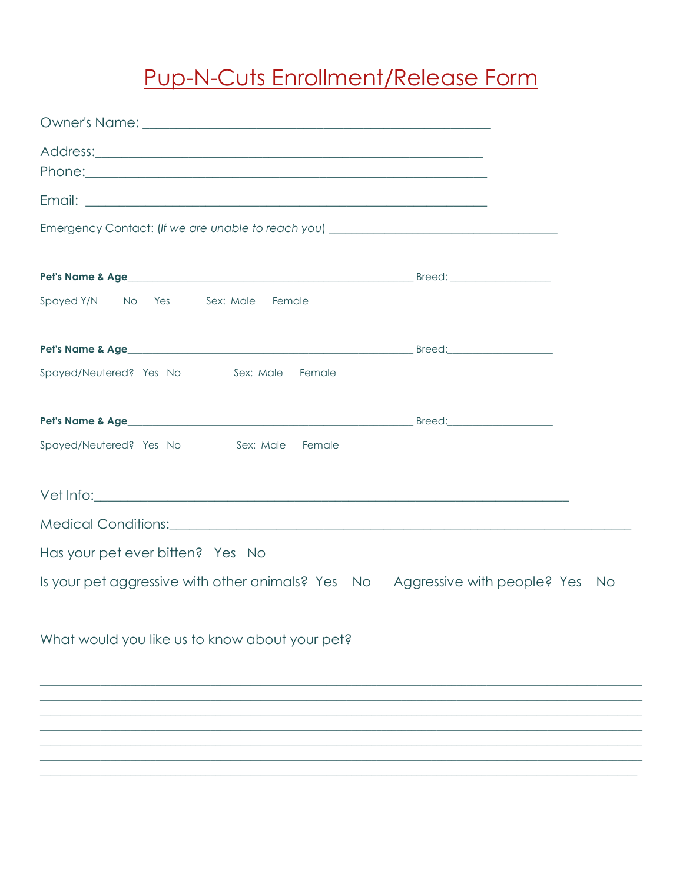# Pup-N-Cuts Enrollment/Release Form

Owner's Name: ___________________________________________________

Address:___________________________________________________________

Phone:____________________________________________________________

Email: ____________________________________________________________

Emergency Contact: (*If we are unable to reach you*) ___________________________________

**Pet's Name & Age**_________________________________________________ Breed: __________________

Spayed Y/N No Yes Sex: Male Female

**Pet's Name & Age**_________________________________________________ Breed:__________________

Spayed/Neutered? Yes No Sex: Male Female

**Pet's Name & Age**_________________________________________________ Breed:__________________

Spayed/Neutered? Yes No Sex: Male Female

Vet Info:______________________________________________________________________

Medical Conditions:_______________________________________________________________

Has your pet ever bitten? Yes No

Is your pet aggressive with other animals? Yes No Aggressive with people? Yes No

What would you like us to know about your pet?

______________________________________________________________________________

______________________________________________________________________________

______________________________________________________________________________

______________________________________________________________________________

______________________________________________________________________________

______________________________________________________________________________

______________________________________________________________________________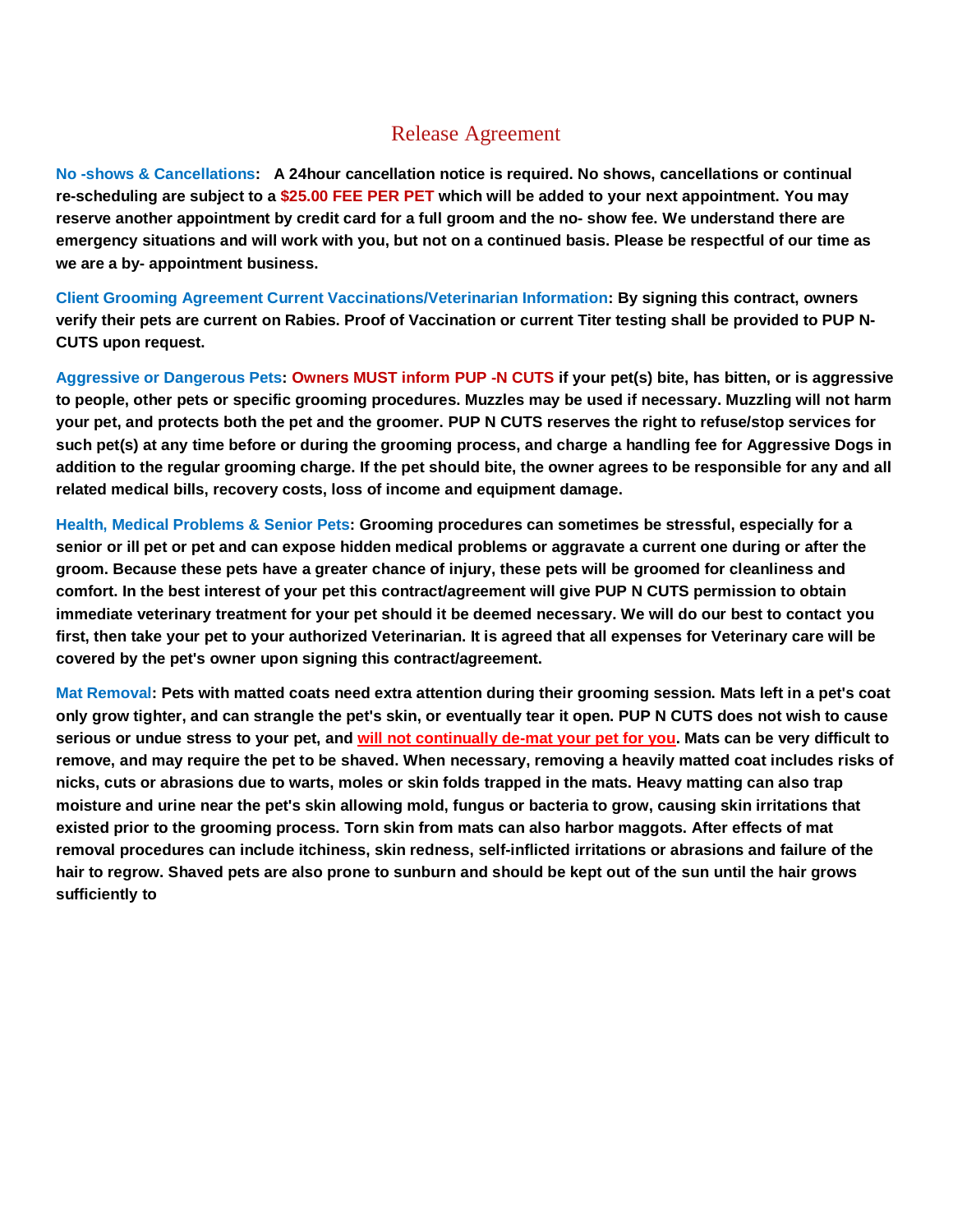# Release Agreement

**No -shows & Cancellations: A 24hour cancellation notice is required. No shows, cancellations or continual re-scheduling are subject to a $25.00 FEE PER PET which will be added to your next appointment. You may reserve another appointment by credit card for a full groom and the no- show fee. We understand there are emergency situations and will work with you, but not on a continued basis. Please be respectful of our time as we are a by- appointment business.**

**Client Grooming Agreement Current Vaccinations/Veterinarian Information: By signing this contract, owners verify their pets are current on Rabies. Proof of Vaccination or current Titer testing shall be provided to PUP N-CUTS upon request.**

**Aggressive or Dangerous Pets: Owners MUST inform PUP -N CUTS if your pet(s) bite, has bitten, or is aggressive to people, other pets or specific grooming procedures. Muzzles may be used if necessary. Muzzling will not harm your pet, and protects both the pet and the groomer. PUP N CUTS reserves the right to refuse/stop services for such pet(s) at any time before or during the grooming process, and charge a handling fee for Aggressive Dogs in addition to the regular grooming charge. If the pet should bite, the owner agrees to be responsible for any and all related medical bills, recovery costs, loss of income and equipment damage.**

**Health, Medical Problems & Senior Pets: Grooming procedures can sometimes be stressful, especially for a senior or ill pet or pet and can expose hidden medical problems or aggravate a current one during or after the groom. Because these pets have a greater chance of injury, these pets will be groomed for cleanliness and comfort. In the best interest of your pet this contract/agreement will give PUP N CUTS permission to obtain immediate veterinary treatment for your pet should it be deemed necessary. We will do our best to contact you first, then take your pet to your authorized Veterinarian. It is agreed that all expenses for Veterinary care will be covered by the pet's owner upon signing this contract/agreement.**

**Mat Removal: Pets with matted coats need extra attention during their grooming session. Mats left in a pet's coat only grow tighter, and can strangle the pet's skin, or eventually tear it open. PUP N CUTS does not wish to cause serious or undue stress to your pet, and <u>will not continually de-mat your pet for you</u>. Mats can be very difficult to remove, and may require the pet to be shaved. When necessary, removing a heavily matted coat includes risks of nicks, cuts or abrasions due to warts, moles or skin folds trapped in the mats. Heavy matting can also trap moisture and urine near the pet's skin allowing mold, fungus or bacteria to grow, causing skin irritations that existed prior to the grooming process. Torn skin from mats can also harbor maggots. After effects of mat removal procedures can include itchiness, skin redness, self-inflicted irritations or abrasions and failure of the hair to regrow. Shaved pets are also prone to sunburn and should be kept out of the sun until the hair grows sufficiently to**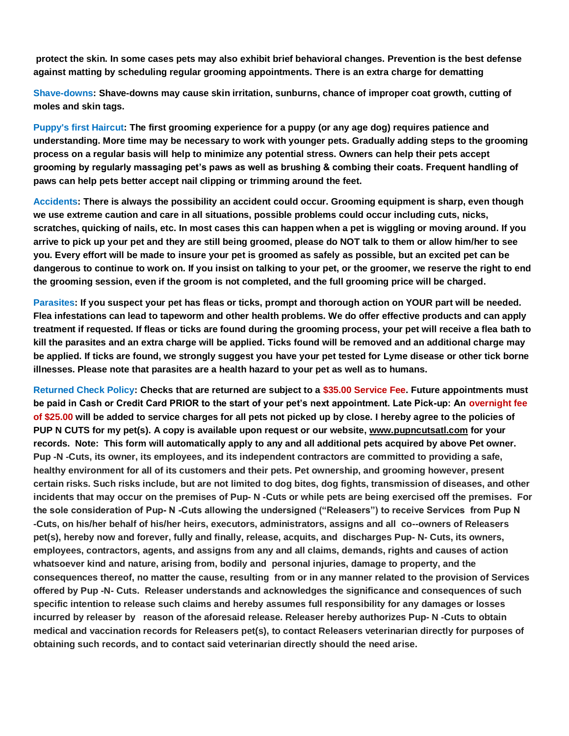**protect the skin. In some cases pets may also exhibit brief behavioral changes. Prevention is the best defense against matting by scheduling regular grooming appointments. There is an extra charge for dematting**

**Shave-downs: Shave-downs may cause skin irritation, sunburns, chance of improper coat growth, cutting of moles and skin tags.**

**Puppy's first Haircut: The first grooming experience for a puppy (or any age dog) requires patience and understanding. More time may be necessary to work with younger pets. Gradually adding steps to the grooming process on a regular basis will help to minimize any potential stress. Owners can help their pets accept grooming by regularly massaging pet's paws as well as brushing & combing their coats. Frequent handling of paws can help pets better accept nail clipping or trimming around the feet.**

**Accidents: There is always the possibility an accident could occur. Grooming equipment is sharp, even though we use extreme caution and care in all situations, possible problems could occur including cuts, nicks, scratches, quicking of nails, etc. In most cases this can happen when a pet is wiggling or moving around. If you arrive to pick up your pet and they are still being groomed, please do NOT talk to them or allow him/her to see you. Every effort will be made to insure your pet is groomed as safely as possible, but an excited pet can be dangerous to continue to work on. If you insist on talking to your pet, or the groomer, we reserve the right to end the grooming session, even if the groom is not completed, and the full grooming price will be charged.**

**Parasites: If you suspect your pet has fleas or ticks, prompt and thorough action on YOUR part will be needed. Flea infestations can lead to tapeworm and other health problems. We do offer effective products and can apply treatment if requested. If fleas or ticks are found during the grooming process, your pet will receive a flea bath to kill the parasites and an extra charge will be applied. Ticks found will be removed and an additional charge may be applied. If ticks are found, we strongly suggest you have your pet tested for Lyme disease or other tick borne illnesses. Please note that parasites are a health hazard to your pet as well as to humans.**

**Returned Check Policy: Checks that are returned are subject to a $35.00 Service Fee. Future appointments must be paid in Cash or Credit Card PRIOR to the start of your pet's next appointment. Late Pick-up: An overnight fee of $25.00 will be added to service charges for all pets not picked up by close. I hereby agree to the policies of PUP N CUTS for my pet(s). A copy is available upon request or our website, www.pupncutsatl.com for your records. Note: This form will automatically apply to any and all additional pets acquired by above Pet owner.** **Pup -N -Cuts, its owner, its employees, and its independent contractors are committed to providing a safe, healthy environment for all of its customers and their pets. Pet ownership, and grooming however, present certain risks. Such risks include, but are not limited to dog bites, dog fights, transmission of diseases, and other incidents that may occur on the premises of Pup- N -Cuts or while pets are being exercised off the premises. For the sole consideration of Pup- N -Cuts allowing the undersigned ("Releasers") to receive Services from Pup N -Cuts, on his/her behalf of his/her heirs, executors, administrators, assigns and all co--owners of Releasers pet(s), hereby now and forever, fully and finally, release, acquits, and discharges Pup- N- Cuts, its owners, employees, contractors, agents, and assigns from any and all claims, demands, rights and causes of action whatsoever kind and nature, arising from, bodily and personal injuries, damage to property, and the consequences thereof, no matter the cause, resulting from or in any manner related to the provision of Services offered by Pup -N- Cuts. Releaser understands and acknowledges the significance and consequences of such specific intention to release such claims and hereby assumes full responsibility for any damages or losses incurred by releaser by reason of the aforesaid release. Releaser hereby authorizes Pup- N -Cuts to obtain medical and vaccination records for Releasers pet(s), to contact Releasers veterinarian directly for purposes of obtaining such records, and to contact said veterinarian directly should the need arise.**